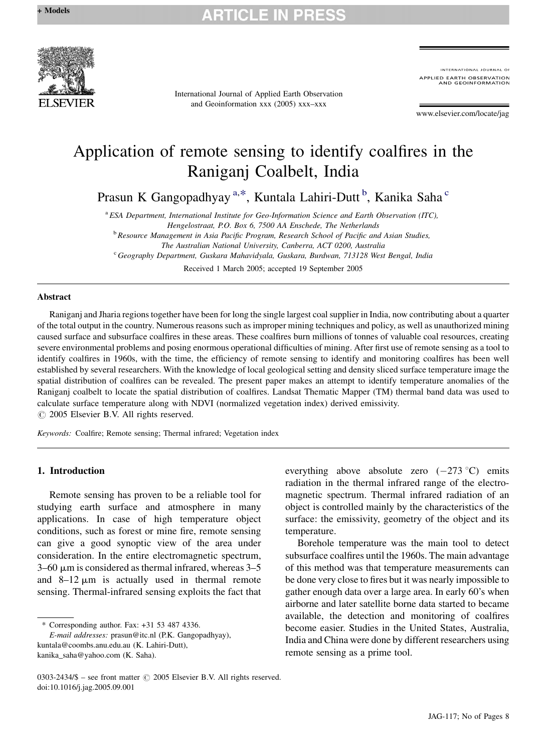# Application of remote sensing to identify coalfires in the Raniganj Coalbelt, India

Prasun K Gangopadhyay [a,*], Kuntala Lahiri-Dutt [b], Kanika Saha [c]

[a] ESA Department, International Institute for Geo-Information Science and Earth Observation (ITC), Hengelostraat, P.O. Box 6, 7500 AA Enschede, The Netherlands

[b] Resource Management in Asia Pacific Program, Research School of Pacific and Asian Studies, The Australian National University, Canberra, ACT 0200, Australia

[c] Geography Department, Guskara Mahavidyala, Guskara, Burdwan, 713128 West Bengal, India

Received 1 March 2005; accepted 19 September 2005

## Abstract

Raniganj and Jharia regions together have been for long the single largest coal supplier in India, now contributing about a quarter of the total output in the country. Numerous reasons such as improper mining techniques and policy, as well as unauthorized mining caused surface and subsurface coalfires in these areas. These coalfires burn millions of tonnes of valuable coal resources, creating severe environmental problems and posing enormous operational difficulties of mining. After first use of remote sensing as a tool to identify coalfires in 1960s, with the time, the efficiency of remote sensing to identify and monitoring coalfires has been well established by several researchers. With the knowledge of local geological setting and density sliced surface temperature image the spatial distribution of coalfires can be revealed. The present paper makes an attempt to identify temperature anomalies of the Raniganj coalbelt to locate the spatial distribution of coalfires. Landsat Thematic Mapper (TM) thermal band data was used to calculate surface temperature along with NDVI (normalized vegetation index) derived emissivity.

© 2005 Elsevier B.V. All rights reserved.

*Keywords:* Coalfire; Remote sensing; Thermal infrared; Vegetation index

## 1. Introduction

Remote sensing has proven to be a reliable tool for studying earth surface and atmosphere in many applications. In case of high temperature object conditions, such as forest or mine fire, remote sensing can give a good synoptic view of the area under consideration. In the entire electromagnetic spectrum, 3–60 μm is considered as thermal infrared, whereas 3–5 and 8–12 μm is actually used in thermal remote sensing. Thermal-infrared sensing exploits the fact that everything above absolute zero (−273 °C) emits radiation in the thermal infrared range of the electromagnetic spectrum. Thermal infrared radiation of an object is controlled mainly by the characteristics of the surface: the emissivity, geometry of the object and its temperature.

Borehole temperature was the main tool to detect subsurface coalfires until the 1960s. The main advantage of this method was that temperature measurements can be done very close to fires but it was nearly impossible to gather enough data over a large area. In early 60's when airborne and later satellite borne data started to became available, the detection and monitoring of coalfires become easier. Studies in the United States, Australia, India and China were done by different researchers using remote sensing as a prime tool.

\* Corresponding author. Fax: +31 53 487 4336.
*E-mail addresses:* prasun@itc.nl (P.K. Gangopadhyay), kuntala@coombs.anu.edu.au (K. Lahiri-Dutt), kanika_saha@yahoo.com (K. Saha).

0303-2434/$ – see front matter © 2005 Elsevier B.V. All rights reserved.
doi:10.1016/j.jag.2005.09.001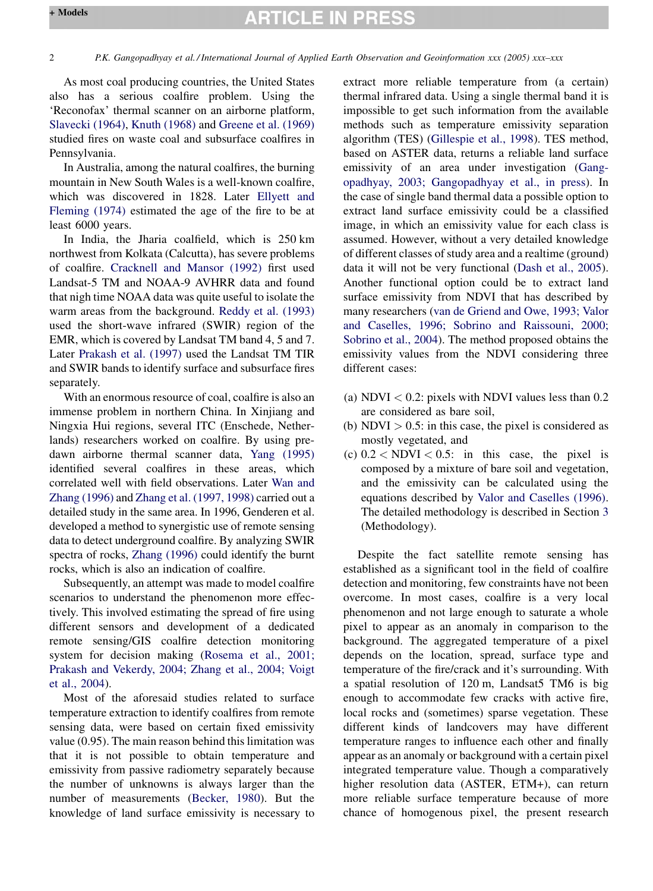As most coal producing countries, the United States also has a serious coalfire problem. Using the 'Reconofax' thermal scanner on an airborne platform, Slavecki (1964), Knuth (1968) and Greene et al. (1969) studied fires on waste coal and subsurface coalfires in Pennsylvania.

In Australia, among the natural coalfires, the burning mountain in New South Wales is a well-known coalfire, which was discovered in 1828. Later Ellyett and Fleming (1974) estimated the age of the fire to be at least 6000 years.

In India, the Jharia coalfield, which is 250 km northwest from Kolkata (Calcutta), has severe problems of coalfire. Cracknell and Mansor (1992) first used Landsat-5 TM and NOAA-9 AVHRR data and found that nigh time NOAA data was quite useful to isolate the warm areas from the background. Reddy et al. (1993) used the short-wave infrared (SWIR) region of the EMR, which is covered by Landsat TM band 4, 5 and 7. Later Prakash et al. (1997) used the Landsat TM TIR and SWIR bands to identify surface and subsurface fires separately.

With an enormous resource of coal, coalfire is also an immense problem in northern China. In Xinjiang and Ningxia Hui regions, several ITC (Enschede, Netherlands) researchers worked on coalfire. By using pre-dawn airborne thermal scanner data, Yang (1995) identified several coalfires in these areas, which correlated well with field observations. Later Wan and Zhang (1996) and Zhang et al. (1997, 1998) carried out a detailed study in the same area. In 1996, Genderen et al. developed a method to synergistic use of remote sensing data to detect underground coalfire. By analyzing SWIR spectra of rocks, Zhang (1996) could identify the burnt rocks, which is also an indication of coalfire.

Subsequently, an attempt was made to model coalfire scenarios to understand the phenomenon more effectively. This involved estimating the spread of fire using different sensors and development of a dedicated remote sensing/GIS coalfire detection monitoring system for decision making (Rosema et al., 2001; Prakash and Vekerdy, 2004; Zhang et al., 2004; Voigt et al., 2004).

Most of the aforesaid studies related to surface temperature extraction to identify coalfires from remote sensing data, were based on certain fixed emissivity value (0.95). The main reason behind this limitation was that it is not possible to obtain temperature and emissivity from passive radiometry separately because the number of unknowns is always larger than the number of measurements (Becker, 1980). But the knowledge of land surface emissivity is necessary to extract more reliable temperature from (a certain) thermal infrared data. Using a single thermal band it is impossible to get such information from the available methods such as temperature emissivity separation algorithm (TES) (Gillespie et al., 1998). TES method, based on ASTER data, returns a reliable land surface emissivity of an area under investigation (Gangopadhyay, 2003; Gangopadhyay et al., in press). In the case of single band thermal data a possible option to extract land surface emissivity could be a classified image, in which an emissivity value for each class is assumed. However, without a very detailed knowledge of different classes of study area and a realtime (ground) data it will not be very functional (Dash et al., 2005). Another functional option could be to extract land surface emissivity from NDVI that has described by many researchers (van de Griend and Owe, 1993; Valor and Caselles, 1996; Sobrino and Raissouni, 2000; Sobrino et al., 2004). The method proposed obtains the emissivity values from the NDVI considering three different cases:

(a) NDVI $< 0.2$: pixels with NDVI values less than 0.2 are considered as bare soil,
(b) NDVI $> 0.5$: in this case, the pixel is considered as mostly vegetated, and
(c) $0.2 <$ NDVI $< 0.5$: in this case, the pixel is composed by a mixture of bare soil and vegetation, and the emissivity can be calculated using the equations described by Valor and Caselles (1996). The detailed methodology is described in Section 3 (Methodology).

Despite the fact satellite remote sensing has established as a significant tool in the field of coalfire detection and monitoring, few constraints have not been overcome. In most cases, coalfire is a very local phenomenon and not large enough to saturate a whole pixel to appear as an anomaly in comparison to the background. The aggregated temperature of a pixel depends on the location, spread, surface type and temperature of the fire/crack and it's surrounding. With a spatial resolution of 120 m, Landsat5 TM6 is big enough to accommodate few cracks with active fire, local rocks and (sometimes) sparse vegetation. These different kinds of landcovers may have different temperature ranges to influence each other and finally appear as an anomaly or background with a certain pixel integrated temperature value. Though a comparatively higher resolution data (ASTER, ETM+), can return more reliable surface temperature because of more chance of homogenous pixel, the present research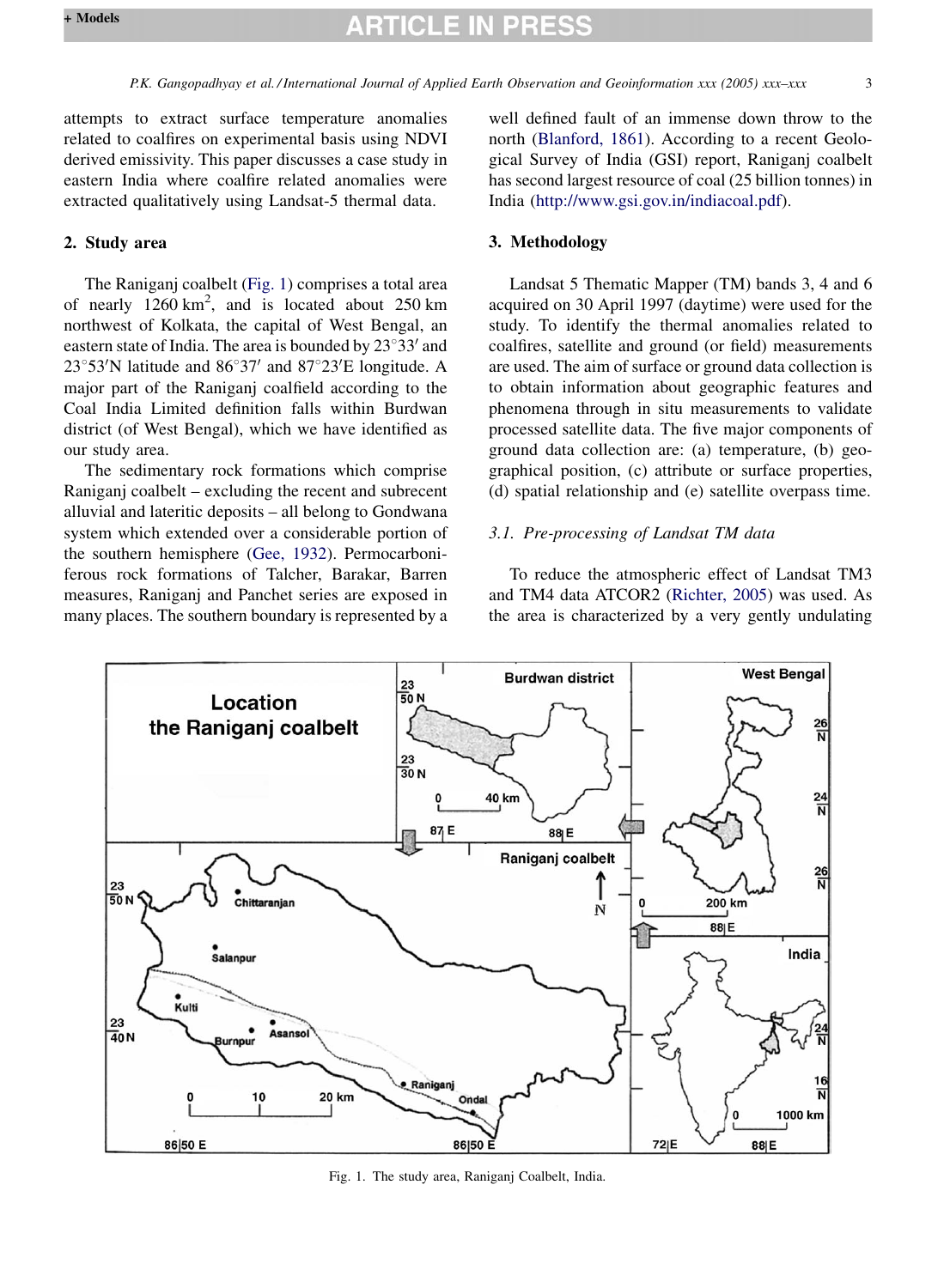attempts to extract surface temperature anomalies related to coalfires on experimental basis using NDVI derived emissivity. This paper discusses a case study in eastern India where coalfire related anomalies were extracted qualitatively using Landsat-5 thermal data.

## 2. Study area

The Raniganj coalbelt (Fig. 1) comprises a total area of nearly 1260 km$^2$, and is located about 250 km northwest of Kolkata, the capital of West Bengal, an eastern state of India. The area is bounded by 23°33′ and 23°53′N latitude and 86°37′ and 87°23′E longitude. A major part of the Raniganj coalfield according to the Coal India Limited definition falls within Burdwan district (of West Bengal), which we have identified as our study area.

The sedimentary rock formations which comprise Raniganj coalbelt – excluding the recent and subrecent alluvial and lateritic deposits – all belong to Gondwana system which extended over a considerable portion of the southern hemisphere (Gee, 1932). Permocarboniferous rock formations of Talcher, Barakar, Barren measures, Raniganj and Panchet series are exposed in many places. The southern boundary is represented by a well defined fault of an immense down throw to the north (Blanford, 1861). According to a recent Geological Survey of India (GSI) report, Raniganj coalbelt has second largest resource of coal (25 billion tonnes) in India (http://www.gsi.gov.in/indiacoal.pdf).

## 3. Methodology

Landsat 5 Thematic Mapper (TM) bands 3, 4 and 6 acquired on 30 April 1997 (daytime) were used for the study. To identify the thermal anomalies related to coalfires, satellite and ground (or field) measurements are used. The aim of surface or ground data collection is to obtain information about geographic features and phenomena through in situ measurements to validate processed satellite data. The five major components of ground data collection are: (a) temperature, (b) geographical position, (c) attribute or surface properties, (d) spatial relationship and (e) satellite overpass time.

### 3.1. Pre-processing of Landsat TM data

To reduce the atmospheric effect of Landsat TM3 and TM4 data ATCOR2 (Richter, 2005) was used. As the area is characterized by a very gently undulating

Fig. 1. The study area, Raniganj Coalbelt, India.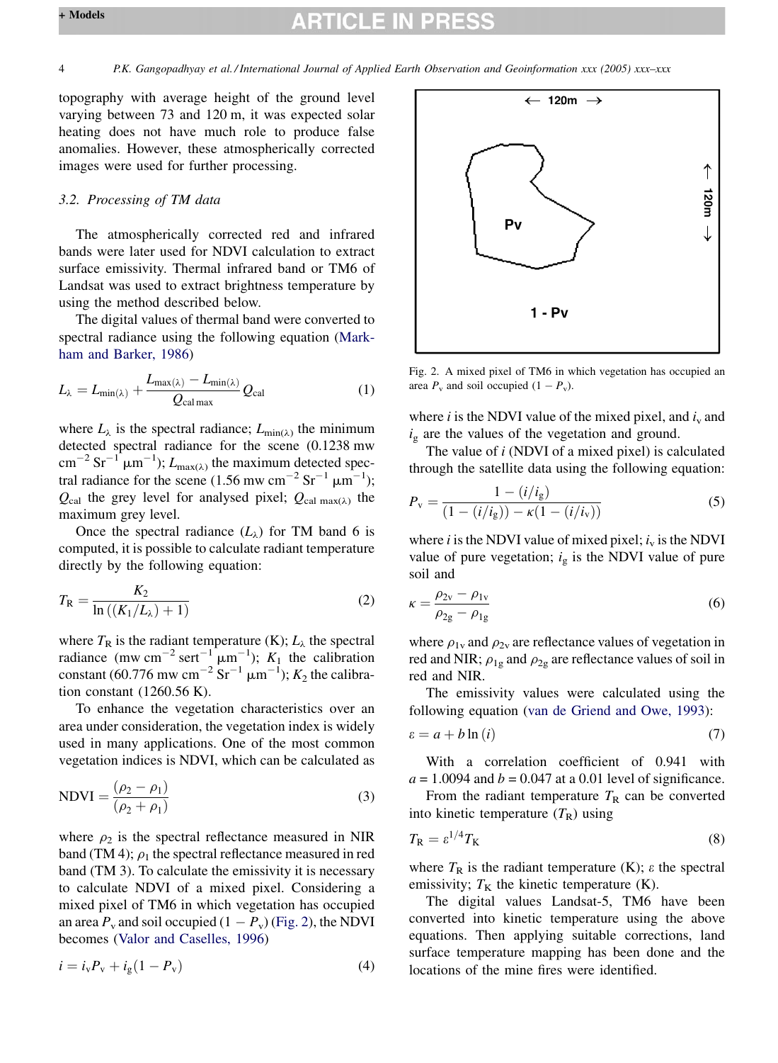topography with average height of the ground level varying between 73 and 120 m, it was expected solar heating does not have much role to produce false anomalies. However, these atmospherically corrected images were used for further processing.

### *3.2. Processing of TM data*

The atmospherically corrected red and infrared bands were later used for NDVI calculation to extract surface emissivity. Thermal infrared band or TM6 of Landsat was used to extract brightness temperature by using the method described below.

The digital values of thermal band were converted to spectral radiance using the following equation (Markham and Barker, 1986)

$$L_\lambda = L_{\min(\lambda)} + \frac{L_{\max(\lambda)} - L_{\min(\lambda)}}{Q_{\text{cal max}}} Q_{\text{cal}} \tag{1}$$

where $L_\lambda$ is the spectral radiance; $L_{\min(\lambda)}$ the minimum detected spectral radiance for the scene (0.1238 mw cm$^{-2}$ Sr$^{-1}$ μm$^{-1}$); $L_{\max(\lambda)}$ the maximum detected spectral radiance for the scene (1.56 mw cm$^{-2}$ Sr$^{-1}$ μm$^{-1}$); $Q_{\text{cal}}$ the grey level for analysed pixel; $Q_{\text{cal max}(\lambda)}$ the maximum grey level.

Once the spectral radiance ($L_\lambda$) for TM band 6 is computed, it is possible to calculate radiant temperature directly by the following equation:

$$T_{\text{R}} = \frac{K_2}{\ln\left((K_1/L_\lambda) + 1\right)} \tag{2}$$

where $T_{\text{R}}$ is the radiant temperature (K); $L_\lambda$ the spectral radiance (mw cm$^{-2}$ sert$^{-1}$ μm$^{-1}$); $K_1$ the calibration constant (60.776 mw cm$^{-2}$ Sr$^{-1}$ μm$^{-1}$); $K_2$ the calibration constant (1260.56 K).

To enhance the vegetation characteristics over an area under consideration, the vegetation index is widely used in many applications. One of the most common vegetation indices is NDVI, which can be calculated as

$$\text{NDVI} = \frac{(\rho_2 - \rho_1)}{(\rho_2 + \rho_1)} \tag{3}$$

where $\rho_2$ is the spectral reflectance measured in NIR band (TM 4); $\rho_1$ the spectral reflectance measured in red band (TM 3). To calculate the emissivity it is necessary to calculate NDVI of a mixed pixel. Considering a mixed pixel of TM6 in which vegetation has occupied an area $P_{\text{v}}$ and soil occupied $(1 - P_{\text{v}})$ (Fig. 2), the NDVI becomes (Valor and Caselles, 1996)

$$i = i_{\text{v}} P_{\text{v}} + i_{\text{g}}(1 - P_{\text{v}}) \tag{4}$$

Fig. 2. A mixed pixel of TM6 in which vegetation has occupied an area $P_{\text{v}}$ and soil occupied $(1 - P_{\text{v}})$.

where $i$ is the NDVI value of the mixed pixel, and $i_{\text{v}}$ and $i_{\text{g}}$ are the values of the vegetation and ground.

The value of $i$ (NDVI of a mixed pixel) is calculated through the satellite data using the following equation:

$$P_{\text{v}} = \frac{1 - (i/i_{\text{g}})}{(1 - (i/i_{\text{g}})) - \kappa(1 - (i/i_{\text{v}}))} \tag{5}$$

where $i$ is the NDVI value of mixed pixel; $i_{\text{v}}$ is the NDVI value of pure vegetation; $i_{\text{g}}$ is the NDVI value of pure soil and

$$\kappa = \frac{\rho_{2\text{v}} - \rho_{1\text{v}}}{\rho_{2\text{g}} - \rho_{1\text{g}}} \tag{6}$$

where $\rho_{1\text{v}}$ and $\rho_{2\text{v}}$ are reflectance values of vegetation in red and NIR; $\rho_{1\text{g}}$ and $\rho_{2\text{g}}$ are reflectance values of soil in red and NIR.

The emissivity values were calculated using the following equation (van de Griend and Owe, 1993):

$$\varepsilon = a + b \ln(i) \tag{7}$$

With a correlation coefficient of 0.941 with $a = 1.0094$ and $b = 0.047$ at a 0.01 level of significance.

From the radiant temperature $T_{\text{R}}$ can be converted into kinetic temperature ($T_{\text{R}}$) using

$$T_{\text{R}} = \varepsilon^{1/4} T_{\text{K}} \tag{8}$$

where $T_{\text{R}}$ is the radiant temperature (K); ε the spectral emissivity; $T_{\text{K}}$ the kinetic temperature (K).

The digital values Landsat-5, TM6 have been converted into kinetic temperature using the above equations. Then applying suitable corrections, land surface temperature mapping has been done and the locations of the mine fires were identified.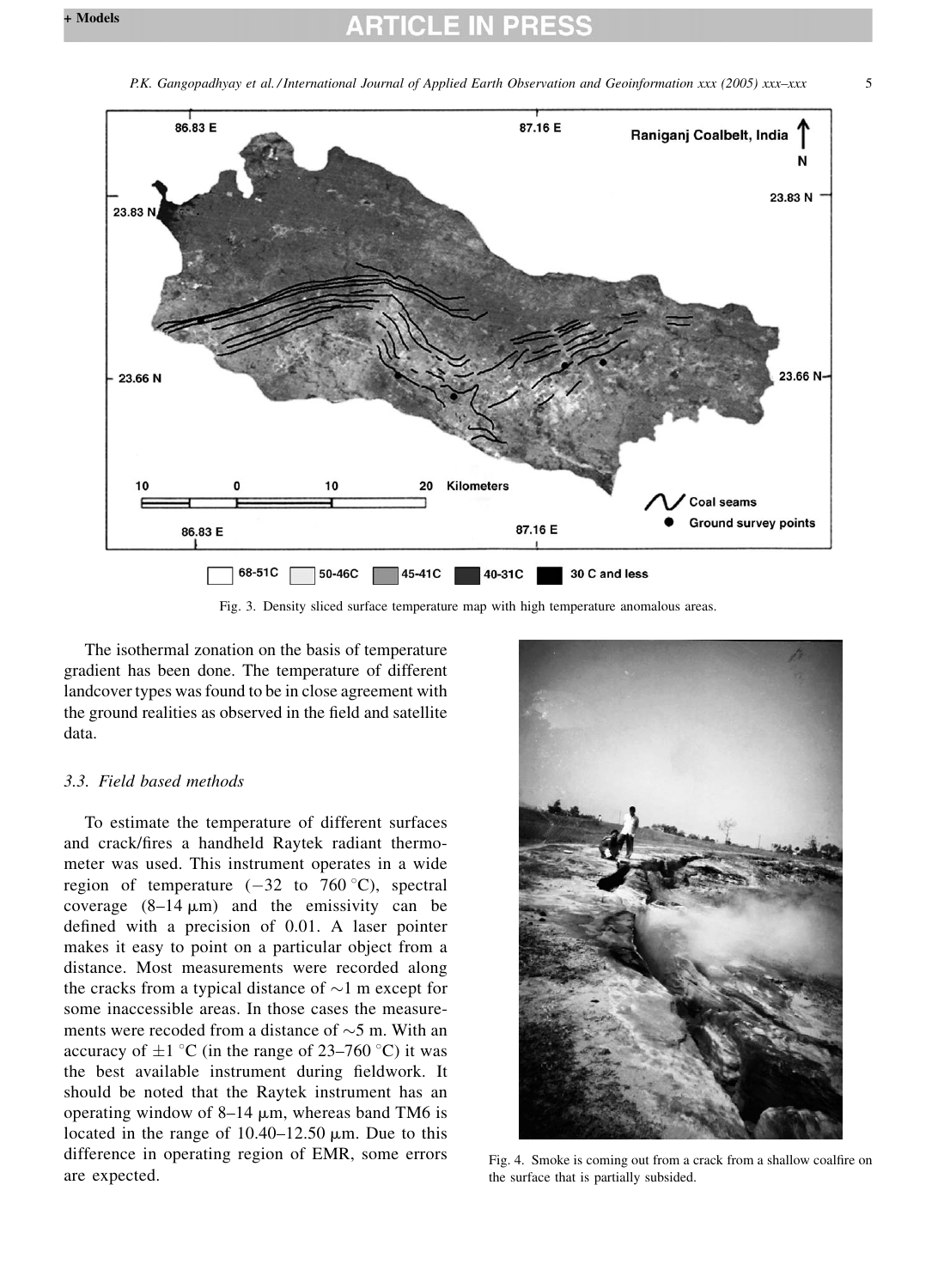Fig. 3. Density sliced surface temperature map with high temperature anomalous areas.

The isothermal zonation on the basis of temperature gradient has been done. The temperature of different landcover types was found to be in close agreement with the ground realities as observed in the field and satellite data.

### 3.3. Field based methods

To estimate the temperature of different surfaces and crack/fires a handheld Raytek radiant thermometer was used. This instrument operates in a wide region of temperature (−32 to 760 °C), spectral coverage (8–14 μm) and the emissivity can be defined with a precision of 0.01. A laser pointer makes it easy to point on a particular object from a distance. Most measurements were recorded along the cracks from a typical distance of ∼1 m except for some inaccessible areas. In those cases the measurements were recoded from a distance of ∼5 m. With an accuracy of ±1 °C (in the range of 23–760 °C) it was the best available instrument during fieldwork. It should be noted that the Raytek instrument has an operating window of 8–14 μm, whereas band TM6 is located in the range of 10.40–12.50 μm. Due to this difference in operating region of EMR, some errors are expected.

Fig. 4. Smoke is coming out from a crack from a shallow coalfire on the surface that is partially subsided.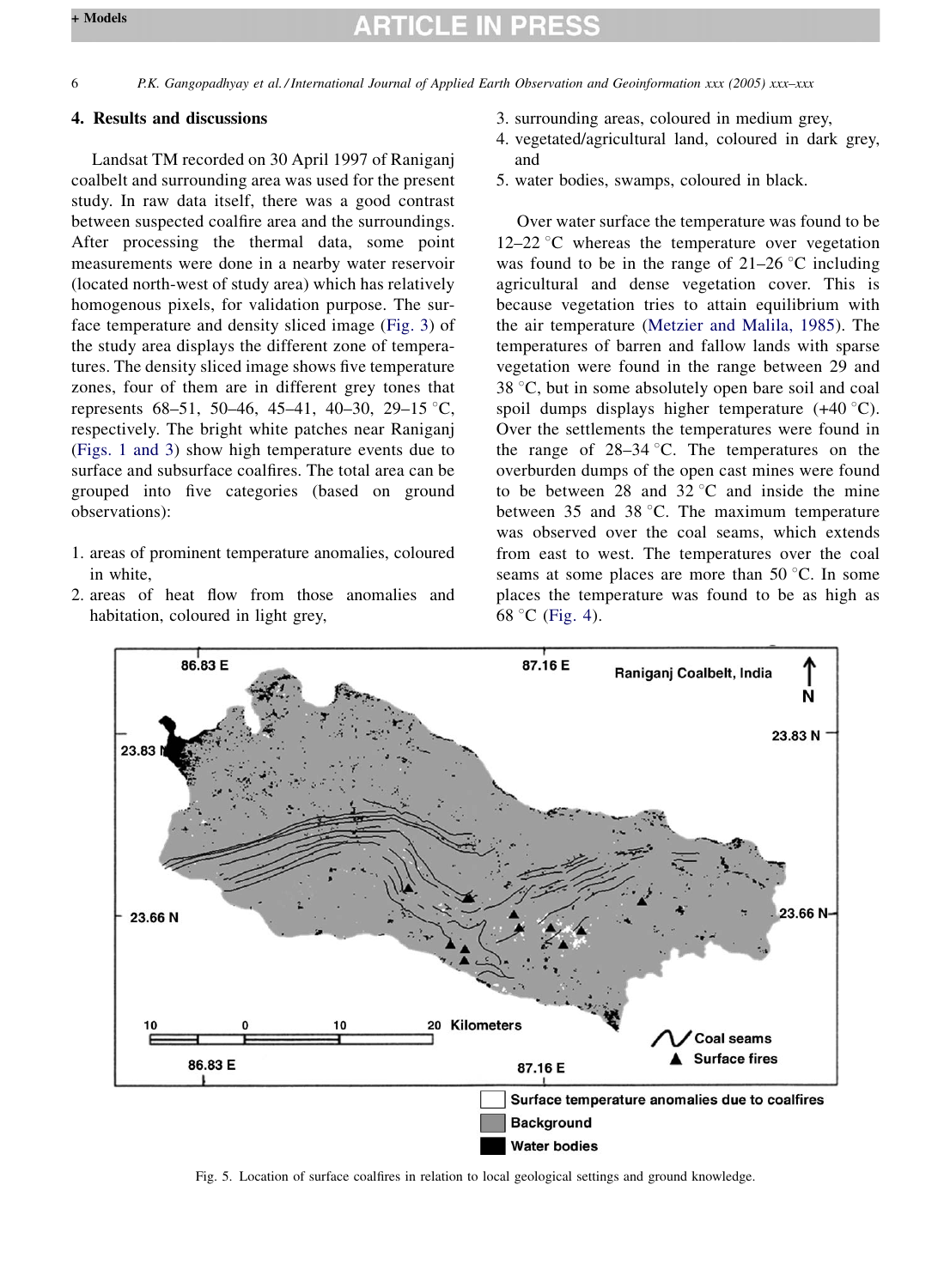## 4. Results and discussions

Landsat TM recorded on 30 April 1997 of Raniganj coalbelt and surrounding area was used for the present study. In raw data itself, there was a good contrast between suspected coalfire area and the surroundings. After processing the thermal data, some point measurements were done in a nearby water reservoir (located north-west of study area) which has relatively homogenous pixels, for validation purpose. The surface temperature and density sliced image (Fig. 3) of the study area displays the different zone of temperatures. The density sliced image shows five temperature zones, four of them are in different grey tones that represents 68–51, 50–46, 45–41, 40–30, 29–15 °C, respectively. The bright white patches near Raniganj (Figs. 1 and 3) show high temperature events due to surface and subsurface coalfires. The total area can be grouped into five categories (based on ground observations):

1. areas of prominent temperature anomalies, coloured in white,
2. areas of heat flow from those anomalies and habitation, coloured in light grey,
3. surrounding areas, coloured in medium grey,
4. vegetated/agricultural land, coloured in dark grey, and
5. water bodies, swamps, coloured in black.

Over water surface the temperature was found to be 12–22 °C whereas the temperature over vegetation was found to be in the range of 21–26 °C including agricultural and dense vegetation cover. This is because vegetation tries to attain equilibrium with the air temperature (Metzier and Malila, 1985). The temperatures of barren and fallow lands with sparse vegetation were found in the range between 29 and 38 °C, but in some absolutely open bare soil and coal spoil dumps displays higher temperature (+40 °C). Over the settlements the temperatures were found in the range of 28–34 °C. The temperatures on the overburden dumps of the open cast mines were found to be between 28 and 32 °C and inside the mine between 35 and 38 °C. The maximum temperature was observed over the coal seams, which extends from east to west. The temperatures over the coal seams at some places are more than 50 °C. In some places the temperature was found to be as high as 68 °C (Fig. 4).

Fig. 5. Location of surface coalfires in relation to local geological settings and ground knowledge.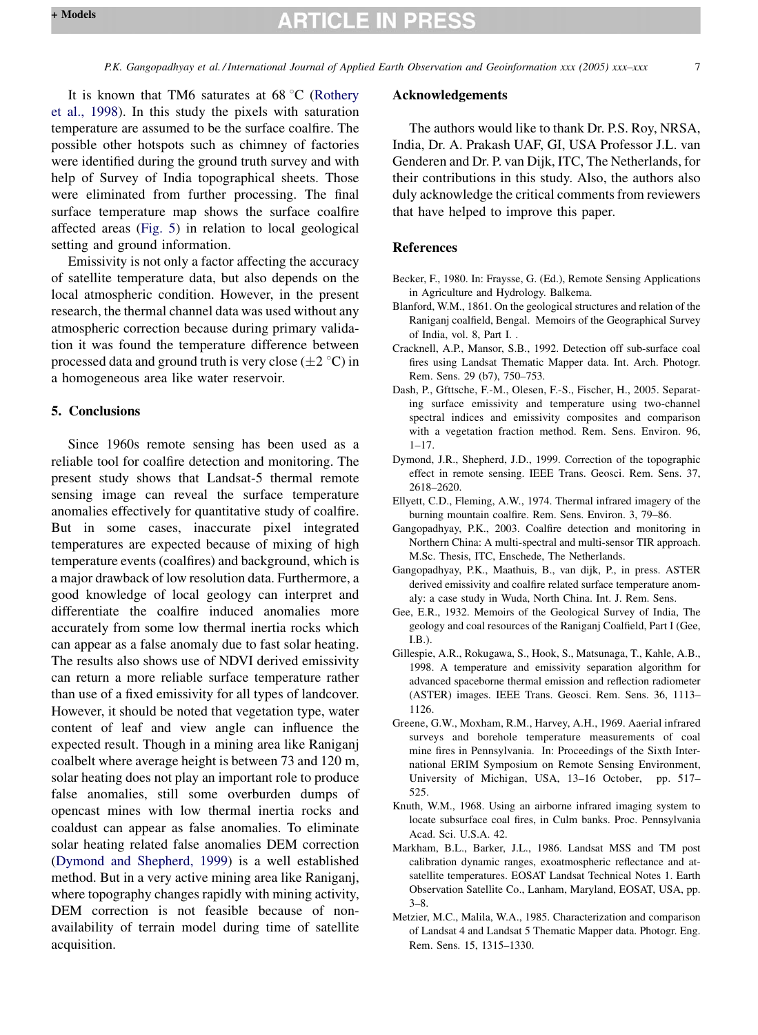It is known that TM6 saturates at 68 °C (Rothery et al., 1998). In this study the pixels with saturation temperature are assumed to be the surface coalfire. The possible other hotspots such as chimney of factories were identified during the ground truth survey and with help of Survey of India topographical sheets. Those were eliminated from further processing. The final surface temperature map shows the surface coalfire affected areas (Fig. 5) in relation to local geological setting and ground information.

Emissivity is not only a factor affecting the accuracy of satellite temperature data, but also depends on the local atmospheric condition. However, in the present research, the thermal channel data was used without any atmospheric correction because during primary validation it was found the temperature difference between processed data and ground truth is very close ($\pm 2$ °C) in a homogeneous area like water reservoir.

## 5. Conclusions

Since 1960s remote sensing has been used as a reliable tool for coalfire detection and monitoring. The present study shows that Landsat-5 thermal remote sensing image can reveal the surface temperature anomalies effectively for quantitative study of coalfire. But in some cases, inaccurate pixel integrated temperatures are expected because of mixing of high temperature events (coalfires) and background, which is a major drawback of low resolution data. Furthermore, a good knowledge of local geology can interpret and differentiate the coalfire induced anomalies more accurately from some low thermal inertia rocks which can appear as a false anomaly due to fast solar heating. The results also shows use of NDVI derived emissivity can return a more reliable surface temperature rather than use of a fixed emissivity for all types of landcover. However, it should be noted that vegetation type, water content of leaf and view angle can influence the expected result. Though in a mining area like Raniganj coalbelt where average height is between 73 and 120 m, solar heating does not play an important role to produce false anomalies, still some overburden dumps of opencast mines with low thermal inertia rocks and coaldust can appear as false anomalies. To eliminate solar heating related false anomalies DEM correction (Dymond and Shepherd, 1999) is a well established method. But in a very active mining area like Raniganj, where topography changes rapidly with mining activity, DEM correction is not feasible because of non-availability of terrain model during time of satellite acquisition.

## Acknowledgements

The authors would like to thank Dr. P.S. Roy, NRSA, India, Dr. A. Prakash UAF, GI, USA Professor J.L. van Genderen and Dr. P. van Dijk, ITC, The Netherlands, for their contributions in this study. Also, the authors also duly acknowledge the critical comments from reviewers that have helped to improve this paper.

## References

Becker, F., 1980. In: Fraysse, G. (Ed.), Remote Sensing Applications in Agriculture and Hydrology. Balkema.

Blanford, W.M., 1861. On the geological structures and relation of the Raniganj coalfield, Bengal. Memoirs of the Geographical Survey of India, vol. 8, Part I. .

Cracknell, A.P., Mansor, S.B., 1992. Detection off sub-surface coal fires using Landsat Thematic Mapper data. Int. Arch. Photogr. Rem. Sens. 29 (b7), 750–753.

Dash, P., Gfttsche, F.-M., Olesen, F.-S., Fischer, H., 2005. Separating surface emissivity and temperature using two-channel spectral indices and emissivity composites and comparison with a vegetation fraction method. Rem. Sens. Environ. 96, 1–17.

Dymond, J.R., Shepherd, J.D., 1999. Correction of the topographic effect in remote sensing. IEEE Trans. Geosci. Rem. Sens. 37, 2618–2620.

Ellyett, C.D., Fleming, A.W., 1974. Thermal infrared imagery of the burning mountain coalfire. Rem. Sens. Environ. 3, 79–86.

Gangopadhyay, P.K., 2003. Coalfire detection and monitoring in Northern China: A multi-spectral and multi-sensor TIR approach. M.Sc. Thesis, ITC, Enschede, The Netherlands.

Gangopadhyay, P.K., Maathuis, B., van dijk, P., in press. ASTER derived emissivity and coalfire related surface temperature anomaly: a case study in Wuda, North China. Int. J. Rem. Sens.

Gee, E.R., 1932. Memoirs of the Geological Survey of India, The geology and coal resources of the Raniganj Coalfield, Part I (Gee, I.B.).

Gillespie, A.R., Rokugawa, S., Hook, S., Matsunaga, T., Kahle, A.B., 1998. A temperature and emissivity separation algorithm for advanced spaceborne thermal emission and reflection radiometer (ASTER) images. IEEE Trans. Geosci. Rem. Sens. 36, 1113–1126.

Greene, G.W., Moxham, R.M., Harvey, A.H., 1969. Aaerial infrared surveys and borehole temperature measurements of coal mine fires in Pennsylvania. In: Proceedings of the Sixth International ERIM Symposium on Remote Sensing Environment, University of Michigan, USA, 13–16 October, pp. 517–525.

Knuth, W.M., 1968. Using an airborne infrared imaging system to locate subsurface coal fires, in Culm banks. Proc. Pennsylvania Acad. Sci. U.S.A. 42.

Markham, B.L., Barker, J.L., 1986. Landsat MSS and TM post calibration dynamic ranges, exoatmospheric reflectance and at-satellite temperatures. EOSAT Landsat Technical Notes 1. Earth Observation Satellite Co., Lanham, Maryland, EOSAT, USA, pp. 3–8.

Metzier, M.C., Malila, W.A., 1985. Characterization and comparison of Landsat 4 and Landsat 5 Thematic Mapper data. Photogr. Eng. Rem. Sens. 15, 1315–1330.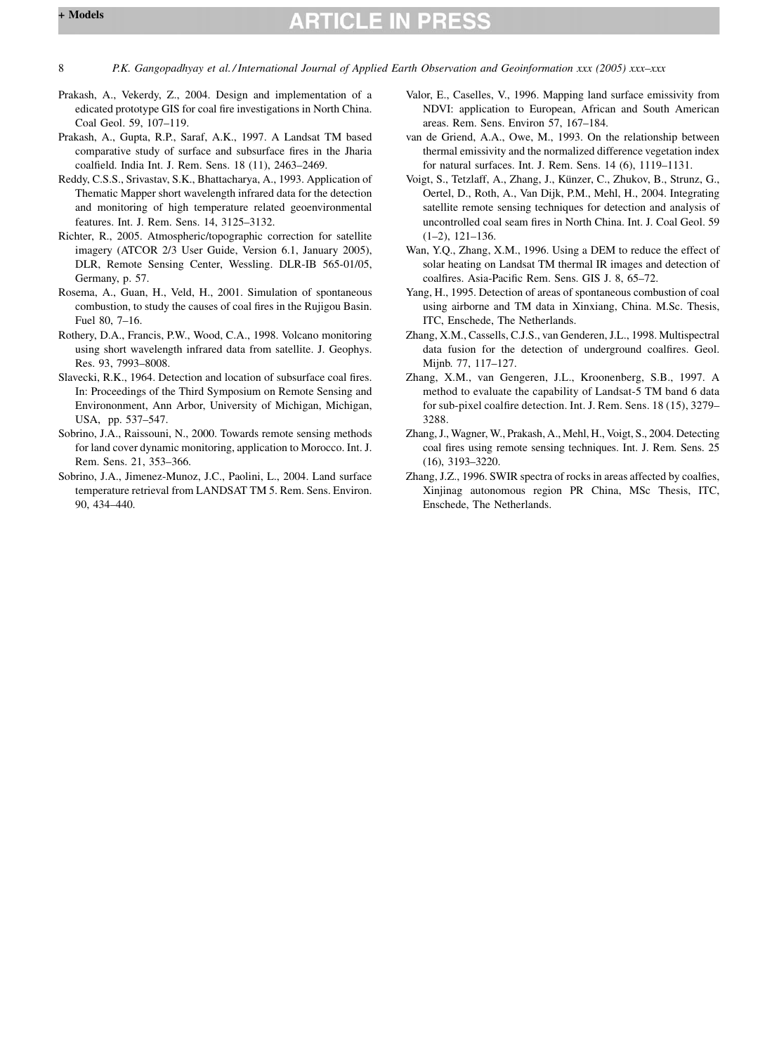Prakash, A., Vekerdy, Z., 2004. Design and implementation of a edicated prototype GIS for coal fire investigations in North China. Coal Geol. 59, 107–119.

Prakash, A., Gupta, R.P., Saraf, A.K., 1997. A Landsat TM based comparative study of surface and subsurface fires in the Jharia coalfield. India Int. J. Rem. Sens. 18 (11), 2463–2469.

Reddy, C.S.S., Srivastav, S.K., Bhattacharya, A., 1993. Application of Thematic Mapper short wavelength infrared data for the detection and monitoring of high temperature related geoenvironmental features. Int. J. Rem. Sens. 14, 3125–3132.

Richter, R., 2005. Atmospheric/topographic correction for satellite imagery (ATCOR 2/3 User Guide, Version 6.1, January 2005), DLR, Remote Sensing Center, Wessling. DLR-IB 565-01/05, Germany, p. 57.

Rosema, A., Guan, H., Veld, H., 2001. Simulation of spontaneous combustion, to study the causes of coal fires in the Rujigou Basin. Fuel 80, 7–16.

Rothery, D.A., Francis, P.W., Wood, C.A., 1998. Volcano monitoring using short wavelength infrared data from satellite. J. Geophys. Res. 93, 7993–8008.

Slavecki, R.K., 1964. Detection and location of subsurface coal fires. In: Proceedings of the Third Symposium on Remote Sensing and Environonment, Ann Arbor, University of Michigan, Michigan, USA, pp. 537–547.

Sobrino, J.A., Raissouni, N., 2000. Towards remote sensing methods for land cover dynamic monitoring, application to Morocco. Int. J. Rem. Sens. 21, 353–366.

Sobrino, J.A., Jimenez-Munoz, J.C., Paolini, L., 2004. Land surface temperature retrieval from LANDSAT TM 5. Rem. Sens. Environ. 90, 434–440.

Valor, E., Caselles, V., 1996. Mapping land surface emissivity from NDVI: application to European, African and South American areas. Rem. Sens. Environ 57, 167–184.

van de Griend, A.A., Owe, M., 1993. On the relationship between thermal emissivity and the normalized difference vegetation index for natural surfaces. Int. J. Rem. Sens. 14 (6), 1119–1131.

Voigt, S., Tetzlaff, A., Zhang, J., Künzer, C., Zhukov, B., Strunz, G., Oertel, D., Roth, A., Van Dijk, P.M., Mehl, H., 2004. Integrating satellite remote sensing techniques for detection and analysis of uncontrolled coal seam fires in North China. Int. J. Coal Geol. 59 (1–2), 121–136.

Wan, Y.Q., Zhang, X.M., 1996. Using a DEM to reduce the effect of solar heating on Landsat TM thermal IR images and detection of coalfires. Asia-Pacific Rem. Sens. GIS J. 8, 65–72.

Yang, H., 1995. Detection of areas of spontaneous combustion of coal using airborne and TM data in Xinxiang, China. M.Sc. Thesis, ITC, Enschede, The Netherlands.

Zhang, X.M., Cassells, C.J.S., van Genderen, J.L., 1998. Multispectral data fusion for the detection of underground coalfires. Geol. Mijnb. 77, 117–127.

Zhang, X.M., van Gengeren, J.L., Kroonenberg, S.B., 1997. A method to evaluate the capability of Landsat-5 TM band 6 data for sub-pixel coalfire detection. Int. J. Rem. Sens. 18 (15), 3279–3288.

Zhang, J., Wagner, W., Prakash, A., Mehl, H., Voigt, S., 2004. Detecting coal fires using remote sensing techniques. Int. J. Rem. Sens. 25 (16), 3193–3220.

Zhang, J.Z., 1996. SWIR spectra of rocks in areas affected by coalfies, Xinjinag autonomous region PR China, MSc Thesis, ITC, Enschede, The Netherlands.